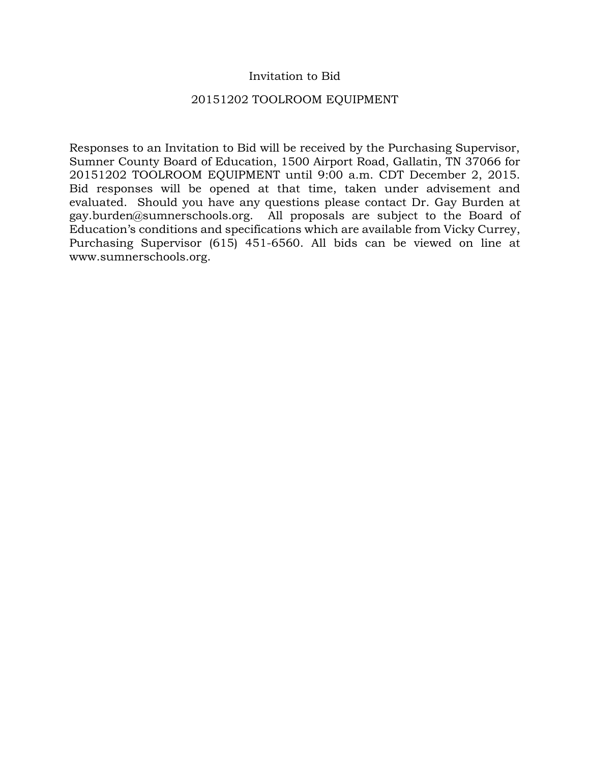# Invitation to Bid

## 20151202 TOOLROOM EQUIPMENT

Responses to an Invitation to Bid will be received by the Purchasing Supervisor, Sumner County Board of Education, 1500 Airport Road, Gallatin, TN 37066 for 20151202 TOOLROOM EQUIPMENT until 9:00 a.m. CDT December 2, 2015. Bid responses will be opened at that time, taken under advisement and evaluated. Should you have any questions please contact Dr. Gay Burden at gay.burden@sumnerschools.org. All proposals are subject to the Board of Education's conditions and specifications which are available from Vicky Currey, Purchasing Supervisor (615) 451-6560. All bids can be viewed on line at www.sumnerschools.org.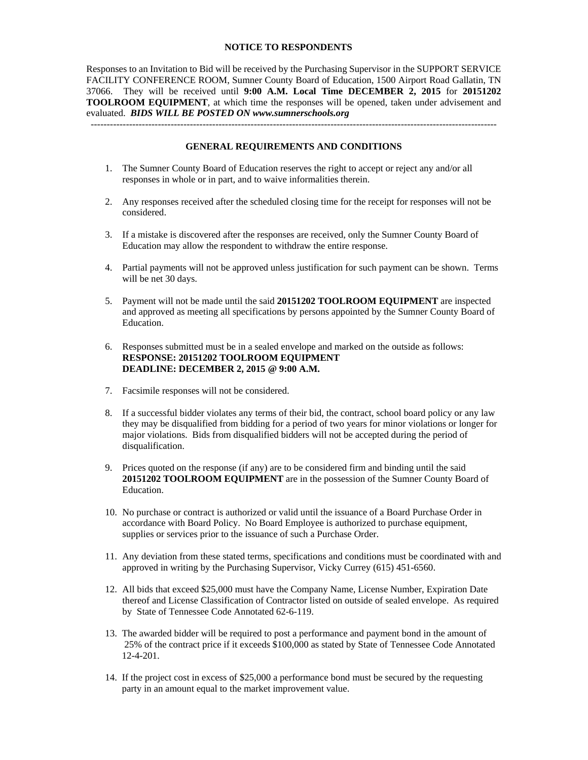## NOTICE TO RESPONDENTS

Responses to an Invitation to Bid will be received by the Purchasing Supervisor in the SUPPORT SERVICE FACILITY CONFERENCE ROOM, Sumner County Board of Education, 1500 Airport Road Gallatin, TN 37066. They will be received until **9:00 A.M. Local Time DECEMBER 2, 2015** for **20151202 TOOLROOM EQUIPMENT**, at which time the responses will be opened, taken under advisement and evaluated. ***BIDS WILL BE POSTED ON www.sumnerschools.org***

---

## GENERAL REQUIREMENTS AND CONDITIONS

1. The Sumner County Board of Education reserves the right to accept or reject any and/or all responses in whole or in part, and to waive informalities therein.

2. Any responses received after the scheduled closing time for the receipt for responses will not be considered.

3. If a mistake is discovered after the responses are received, only the Sumner County Board of Education may allow the respondent to withdraw the entire response.

4. Partial payments will not be approved unless justification for such payment can be shown. Terms will be net 30 days.

5. Payment will not be made until the said **20151202 TOOLROOM EQUIPMENT** are inspected and approved as meeting all specifications by persons appointed by the Sumner County Board of Education.

6. Responses submitted must be in a sealed envelope and marked on the outside as follows:
   **RESPONSE: 20151202 TOOLROOM EQUIPMENT**
   **DEADLINE: DECEMBER 2, 2015 @ 9:00 A.M.**

7. Facsimile responses will not be considered.

8. If a successful bidder violates any terms of their bid, the contract, school board policy or any law they may be disqualified from bidding for a period of two years for minor violations or longer for major violations. Bids from disqualified bidders will not be accepted during the period of disqualification.

9. Prices quoted on the response (if any) are to be considered firm and binding until the said **20151202 TOOLROOM EQUIPMENT** are in the possession of the Sumner County Board of Education.

10. No purchase or contract is authorized or valid until the issuance of a Board Purchase Order in accordance with Board Policy. No Board Employee is authorized to purchase equipment, supplies or services prior to the issuance of such a Purchase Order.

11. Any deviation from these stated terms, specifications and conditions must be coordinated with and approved in writing by the Purchasing Supervisor, Vicky Currey (615) 451-6560.

12. All bids that exceed $25,000 must have the Company Name, License Number, Expiration Date thereof and License Classification of Contractor listed on outside of sealed envelope. As required by State of Tennessee Code Annotated 62-6-119.

13. The awarded bidder will be required to post a performance and payment bond in the amount of 25% of the contract price if it exceeds $100,000 as stated by State of Tennessee Code Annotated 12-4-201.

14. If the project cost in excess of $25,000 a performance bond must be secured by the requesting party in an amount equal to the market improvement value.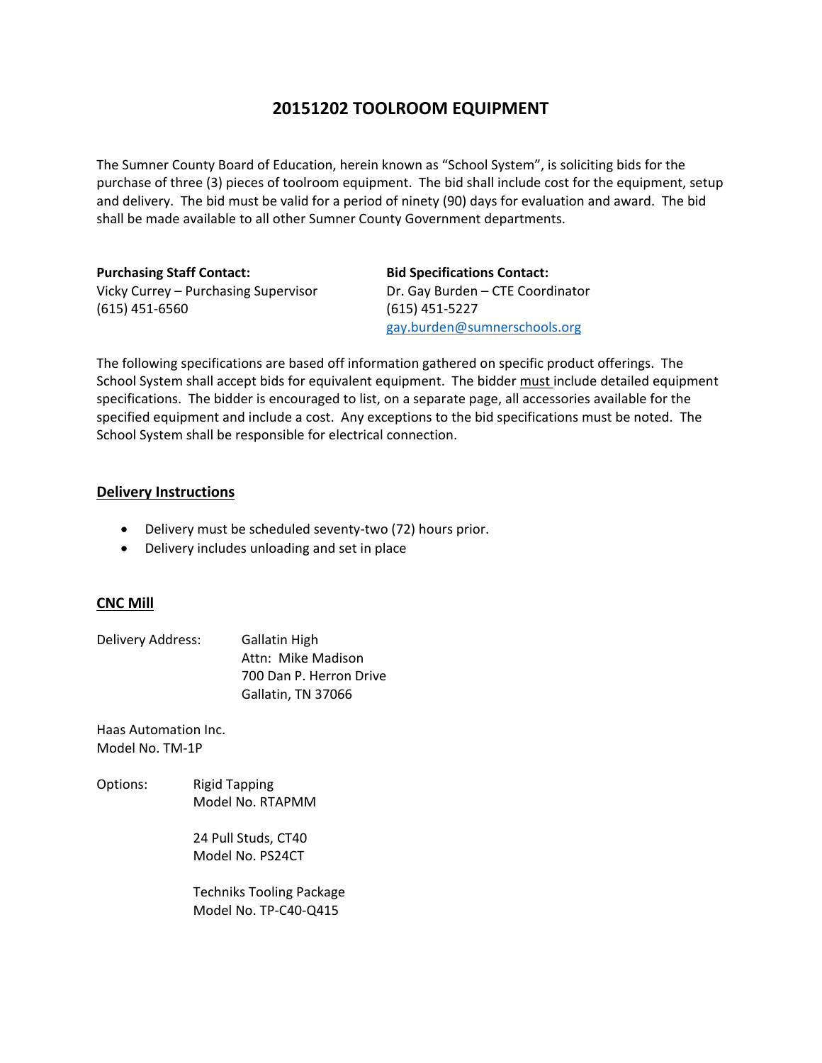# 20151202 TOOLROOM EQUIPMENT

The Sumner County Board of Education, herein known as "School System", is soliciting bids for the purchase of three (3) pieces of toolroom equipment. The bid shall include cost for the equipment, setup and delivery. The bid must be valid for a period of ninety (90) days for evaluation and award. The bid shall be made available to all other Sumner County Government departments.

**Purchasing Staff Contact:**
Vicky Currey – Purchasing Supervisor
(615) 451-6560

**Bid Specifications Contact:**
Dr. Gay Burden – CTE Coordinator
(615) 451-5227
gay.burden@sumnerschools.org

The following specifications are based off information gathered on specific product offerings. The School System shall accept bids for equivalent equipment. The bidder must include detailed equipment specifications. The bidder is encouraged to list, on a separate page, all accessories available for the specified equipment and include a cost. Any exceptions to the bid specifications must be noted. The School System shall be responsible for electrical connection.

## Delivery Instructions

- Delivery must be scheduled seventy-two (72) hours prior.
- Delivery includes unloading and set in place

## CNC Mill

Delivery Address:
Gallatin High
Attn: Mike Madison
700 Dan P. Herron Drive
Gallatin, TN 37066

Haas Automation Inc.
Model No. TM-1P

Options:

Rigid Tapping
Model No. RTAPMM

24 Pull Studs, CT40
Model No. PS24CT

Techniks Tooling Package
Model No. TP-C40-Q415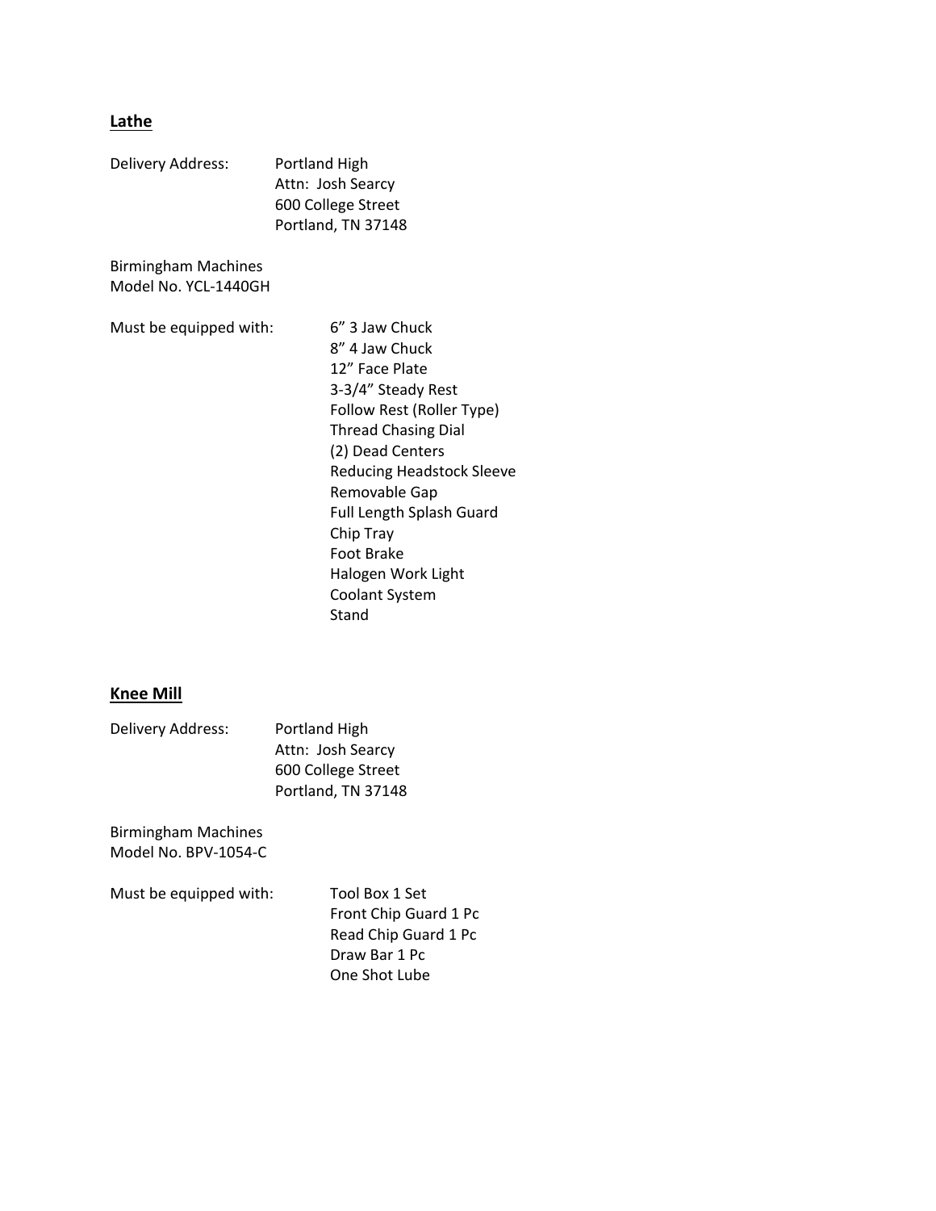**Lathe**

Delivery Address: Portland High
Attn: Josh Searcy
600 College Street
Portland, TN 37148

Birmingham Machines
Model No. YCL-1440GH

Must be equipped with:
- 6" 3 Jaw Chuck
- 8" 4 Jaw Chuck
- 12" Face Plate
- 3-3/4" Steady Rest
- Follow Rest (Roller Type)
- Thread Chasing Dial
- (2) Dead Centers
- Reducing Headstock Sleeve
- Removable Gap
- Full Length Splash Guard
- Chip Tray
- Foot Brake
- Halogen Work Light
- Coolant System
- Stand

**Knee Mill**

Delivery Address: Portland High
Attn: Josh Searcy
600 College Street
Portland, TN 37148

Birmingham Machines
Model No. BPV-1054-C

Must be equipped with:
- Tool Box 1 Set
- Front Chip Guard 1 Pc
- Read Chip Guard 1 Pc
- Draw Bar 1 Pc
- One Shot Lube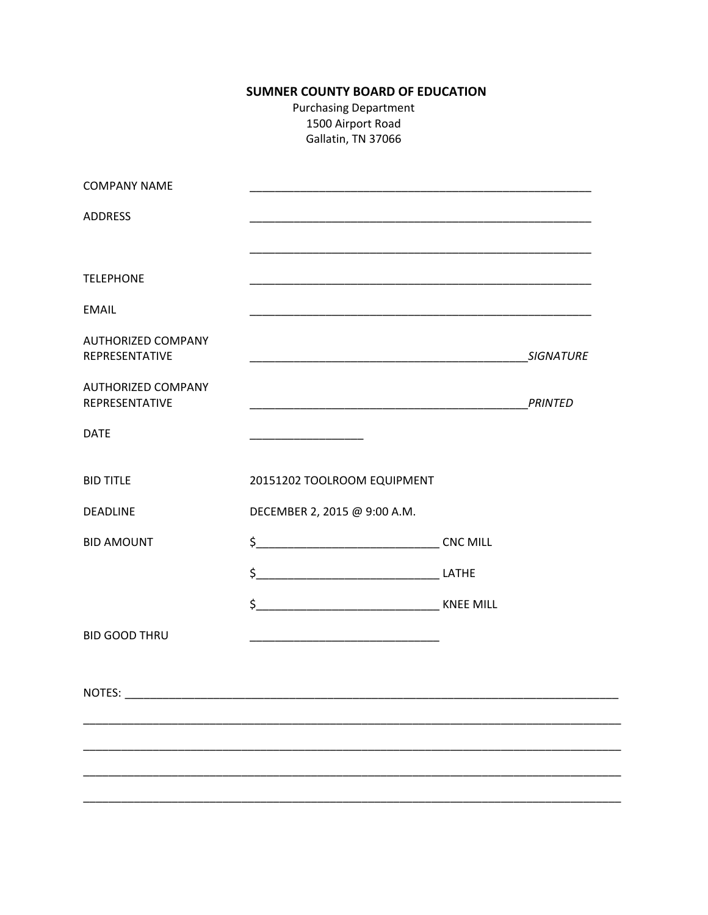**SUMNER COUNTY BOARD OF EDUCATION**

Purchasing Department
1500 Airport Road
Gallatin, TN 37066

COMPANY NAME ________________________________________________________

ADDRESS ________________________________________________________

________________________________________________________

TELEPHONE ________________________________________________________

EMAIL ________________________________________________________

AUTHORIZED COMPANY REPRESENTATIVE ____________________________________________*SIGNATURE*

AUTHORIZED COMPANY REPRESENTATIVE ____________________________________________*PRINTED*

DATE __________________

BID TITLE 20151202 TOOLROOM EQUIPMENT

DEADLINE DECEMBER 2, 2015 @ 9:00 A.M.

BID AMOUNT $____________________________ CNC MILL

$____________________________ LATHE

$____________________________ KNEE MILL

BID GOOD THRU ______________________________

NOTES: ________________________________________________________________________________

________________________________________________________________________________________

________________________________________________________________________________________

________________________________________________________________________________________

________________________________________________________________________________________